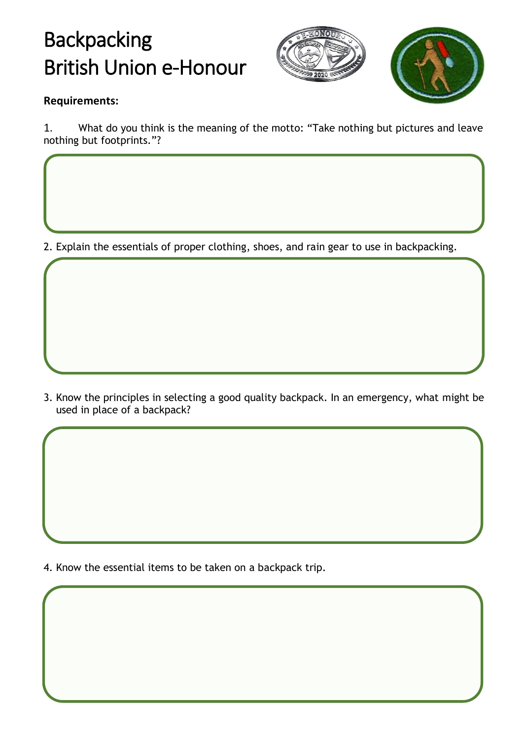# Backpacking
# British Union e-Honour

**Requirements:**

1. What do you think is the meaning of the motto: "Take nothing but pictures and leave nothing but footprints."?

2. Explain the essentials of proper clothing, shoes, and rain gear to use in backpacking.

3. Know the principles in selecting a good quality backpack. In an emergency, what might be used in place of a backpack?

4. Know the essential items to be taken on a backpack trip.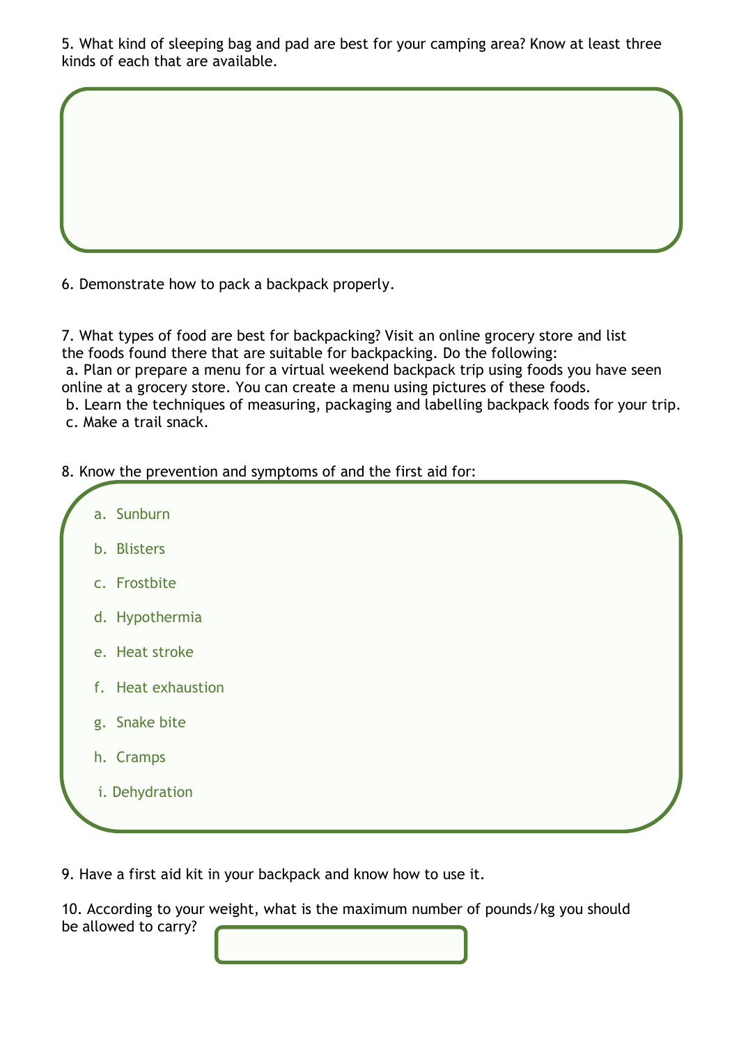5. What kind of sleeping bag and pad are best for your camping area? Know at least three kinds of each that are available.

6. Demonstrate how to pack a backpack properly.

7. What types of food are best for backpacking? Visit an online grocery store and list the foods found there that are suitable for backpacking. Do the following:

a. Plan or prepare a menu for a virtual weekend backpack trip using foods you have seen online at a grocery store. You can create a menu using pictures of these foods.

b. Learn the techniques of measuring, packaging and labelling backpack foods for your trip.

c. Make a trail snack.

8. Know the prevention and symptoms of and the first aid for:

a. Sunburn

b. Blisters

c. Frostbite

d. Hypothermia

e. Heat stroke

f. Heat exhaustion

g. Snake bite

h. Cramps

i. Dehydration

9. Have a first aid kit in your backpack and know how to use it.

10. According to your weight, what is the maximum number of pounds/kg you should be allowed to carry?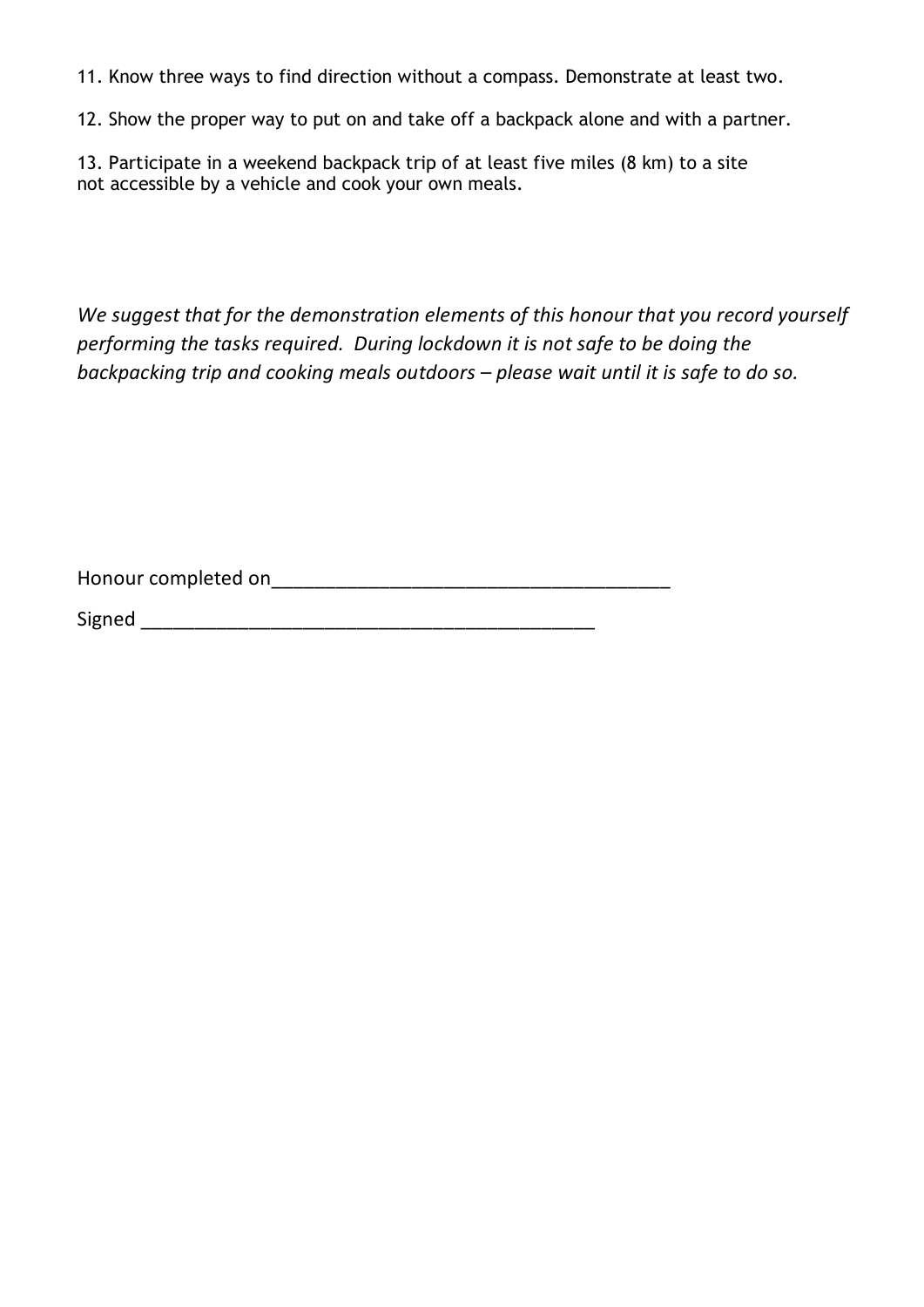11. Know three ways to find direction without a compass. Demonstrate at least two.

12. Show the proper way to put on and take off a backpack alone and with a partner.

13. Participate in a weekend backpack trip of at least five miles (8 km) to a site not accessible by a vehicle and cook your own meals.

*We suggest that for the demonstration elements of this honour that you record yourself performing the tasks required. During lockdown it is not safe to be doing the backpacking trip and cooking meals outdoors – please wait until it is safe to do so.*

Honour completed on_______________________________________

Signed _____________________________________________